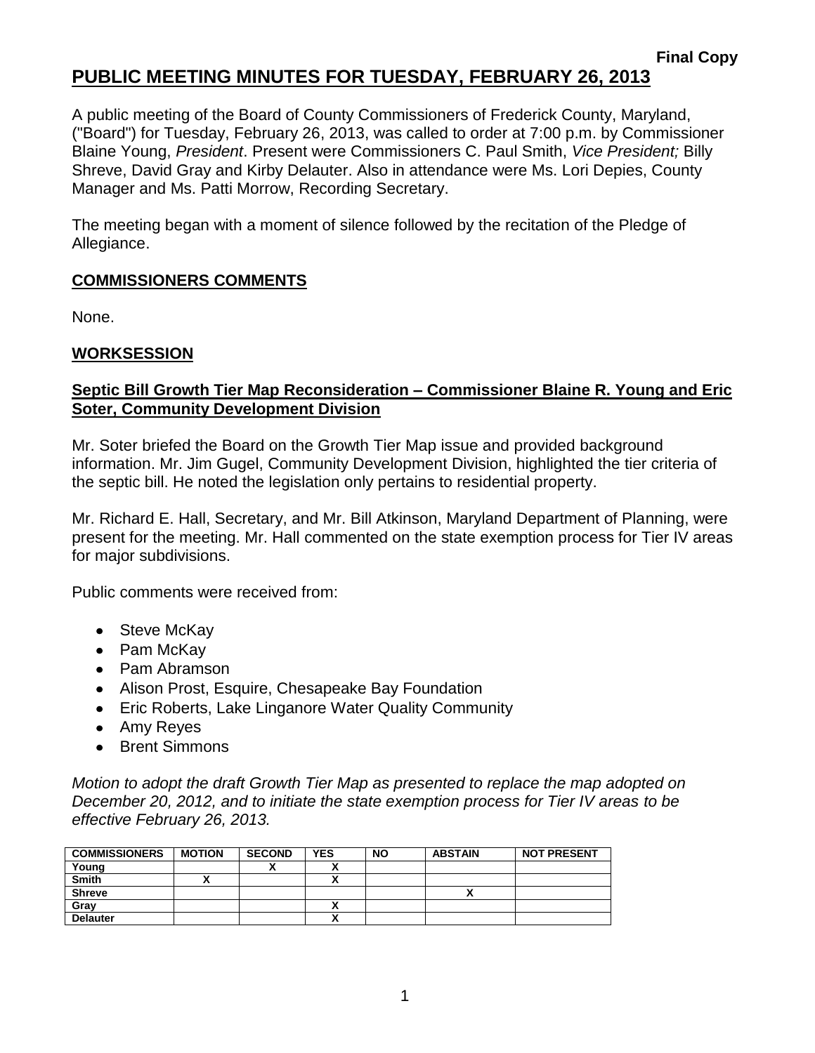**Final Copy**

# PUBLIC MEETING MINUTES FOR TUESDAY, FEBRUARY 26, 2013

A public meeting of the Board of County Commissioners of Frederick County, Maryland, ("Board") for Tuesday, February 26, 2013, was called to order at 7:00 p.m. by Commissioner Blaine Young, *President*. Present were Commissioners C. Paul Smith, *Vice President;* Billy Shreve, David Gray and Kirby Delauter. Also in attendance were Ms. Lori Depies, County Manager and Ms. Patti Morrow, Recording Secretary.

The meeting began with a moment of silence followed by the recitation of the Pledge of Allegiance.

## COMMISSIONERS COMMENTS

None.

## WORKSESSION

### Septic Bill Growth Tier Map Reconsideration – Commissioner Blaine R. Young and Eric Soter, Community Development Division

Mr. Soter briefed the Board on the Growth Tier Map issue and provided background information. Mr. Jim Gugel, Community Development Division, highlighted the tier criteria of the septic bill. He noted the legislation only pertains to residential property.

Mr. Richard E. Hall, Secretary, and Mr. Bill Atkinson, Maryland Department of Planning, were present for the meeting. Mr. Hall commented on the state exemption process for Tier IV areas for major subdivisions.

Public comments were received from:

- Steve McKay
- Pam McKay
- Pam Abramson
- Alison Prost, Esquire, Chesapeake Bay Foundation
- Eric Roberts, Lake Linganore Water Quality Community
- Amy Reyes
- Brent Simmons

*Motion to adopt the draft Growth Tier Map as presented to replace the map adopted on December 20, 2012, and to initiate the state exemption process for Tier IV areas to be effective February 26, 2013.*

| COMMISSIONERS | MOTION | SECOND | YES | NO | ABSTAIN | NOT PRESENT |
|---|---|---|---|---|---|---|
| Young | | X | X | | | |
| Smith | X | | X | | | |
| Shreve | | | | | X | |
| Gray | | | X | | | |
| Delauter | | | X | | | |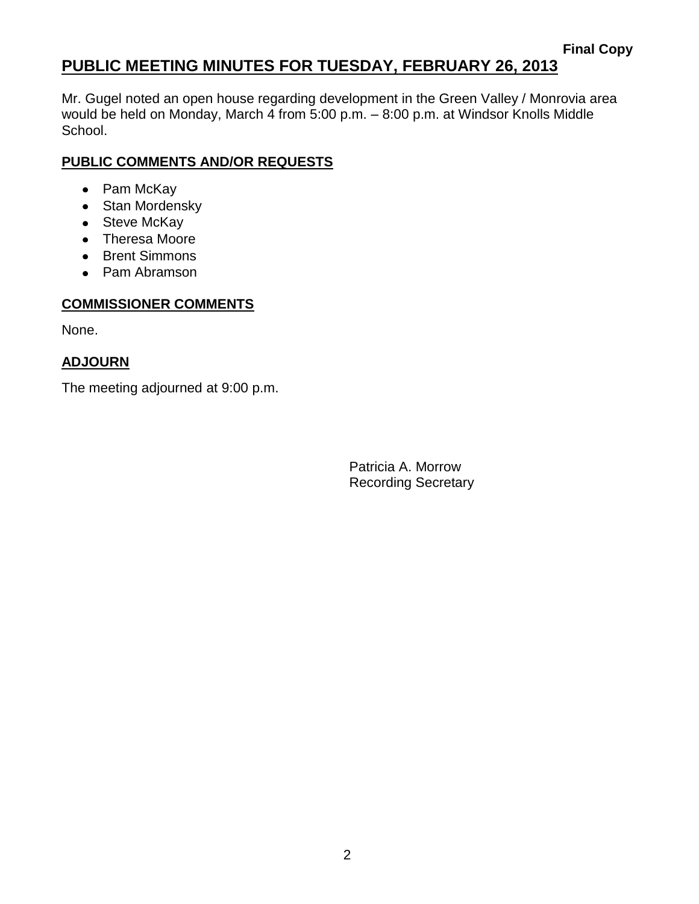**Final Copy**

# PUBLIC MEETING MINUTES FOR TUESDAY, FEBRUARY 26, 2013

Mr. Gugel noted an open house regarding development in the Green Valley / Monrovia area would be held on Monday, March 4 from 5:00 p.m. – 8:00 p.m. at Windsor Knolls Middle School.

## PUBLIC COMMENTS AND/OR REQUESTS

- Pam McKay
- Stan Mordensky
- Steve McKay
- Theresa Moore
- Brent Simmons
- Pam Abramson

## COMMISSIONER COMMENTS

None.

## ADJOURN

The meeting adjourned at 9:00 p.m.

Patricia A. Morrow
Recording Secretary